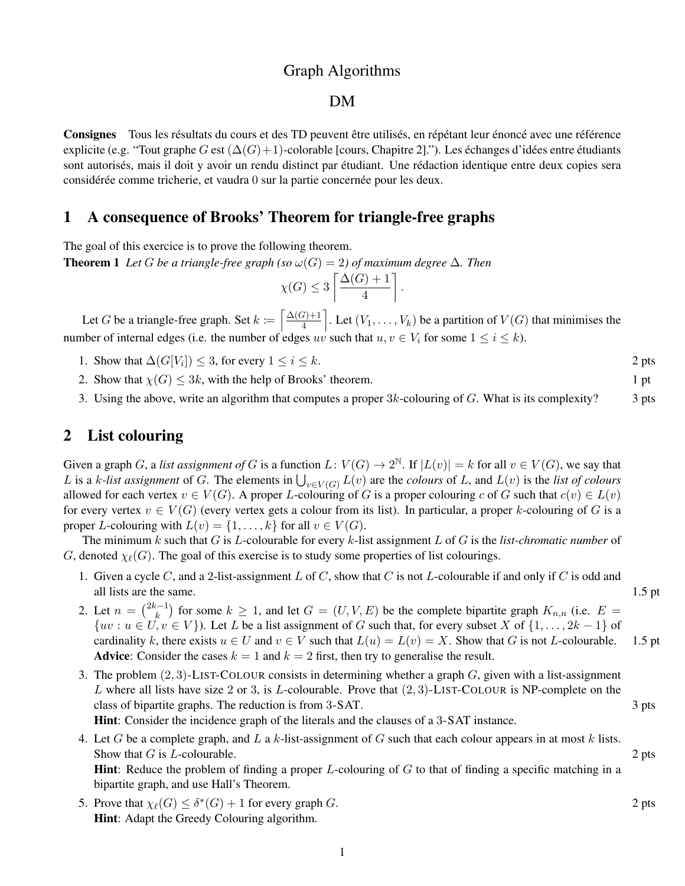# Graph Algorithms

## DM

**Consignes** Tous les résultats du cours et des TD peuvent être utilisés, en répétant leur énoncé avec une référence explicite (e.g. "Tout graphe $G$ est $(\Delta(G)+1)$-colorable [cours, Chapitre 2]."). Les échanges d'idées entre étudiants sont autorisés, mais il doit y avoir un rendu distinct par étudiant. Une rédaction identique entre deux copies sera considérée comme tricherie, et vaudra $0$ sur la partie concernée pour les deux.

## 1 A consequence of Brooks' Theorem for triangle-free graphs

The goal of this exercice is to prove the following theorem.

**Theorem 1** *Let $G$ be a triangle-free graph (so $\omega(G) = 2$) of maximum degree $\Delta$. Then*

$$\chi(G) \leq 3 \left\lceil \frac{\Delta(G)+1}{4} \right\rceil.$$

Let $G$ be a triangle-free graph. Set $k := \left\lceil \frac{\Delta(G)+1}{4} \right\rceil$. Let $(V_1, \ldots, V_k)$ be a partition of $V(G)$ that minimises the number of internal edges (i.e. the number of edges $uv$ such that $u, v \in V_i$ for some $1 \leq i \leq k$).

1. Show that $\Delta(G[V_i]) \leq 3$, for every $1 \leq i \leq k$. (2 pts)
2. Show that $\chi(G) \leq 3k$, with the help of Brooks' theorem. (1 pt)
3. Using the above, write an algorithm that computes a proper $3k$-colouring of $G$. What is its complexity? (3 pts)

## 2 List colouring

Given a graph $G$, a *list assignment of* $G$ is a function $L\colon V(G) \to 2^{\mathbb{N}}$. If $|L(v)| = k$ for all $v \in V(G)$, we say that $L$ is a *$k$-list assignment* of $G$. The elements in $\bigcup_{v \in V(G)} L(v)$ are the *colours* of $L$, and $L(v)$ is the *list of colours* allowed for each vertex $v \in V(G)$. A proper $L$-colouring of $G$ is a proper colouring $c$ of $G$ such that $c(v) \in L(v)$ for every vertex $v \in V(G)$ (every vertex gets a colour from its list). In particular, a proper $k$-colouring of $G$ is a proper $L$-colouring with $L(v) = \{1, \ldots, k\}$ for all $v \in V(G)$.

The minimum $k$ such that $G$ is $L$-colourable for every $k$-list assignment $L$ of $G$ is the *list-chromatic number* of $G$, denoted $\chi_\ell(G)$. The goal of this exercise is to study some properties of list colourings.

1. Given a cycle $C$, and a 2-list-assignment $L$ of $C$, show that $C$ is not $L$-colourable if and only if $C$ is odd and all lists are the same. (1.5 pt)
2. Let $n = \binom{2k-1}{k}$ for some $k \geq 1$, and let $G = (U, V, E)$ be the complete bipartite graph $K_{n,n}$ (i.e. $E = \{uv : u \in U, v \in V\}$). Let $L$ be a list assignment of $G$ such that, for every subset $X$ of $\{1, \ldots, 2k-1\}$ of cardinality $k$, there exists $u \in U$ and $v \in V$ such that $L(u) = L(v) = X$. Show that $G$ is not $L$-colourable. (1.5 pt)
   **Advice**: Consider the cases $k = 1$ and $k = 2$ first, then try to generalise the result.
3. The problem $(2,3)$-List-Colour consists in determining whether a graph $G$, given with a list-assignment $L$ where all lists have size 2 or 3, is $L$-colourable. Prove that $(2,3)$-List-Colour is NP-complete on the class of bipartite graphs. The reduction is from 3-SAT. (3 pts)
   **Hint**: Consider the incidence graph of the literals and the clauses of a 3-SAT instance.
4. Let $G$ be a complete graph, and $L$ a $k$-list-assignment of $G$ such that each colour appears in at most $k$ lists. Show that $G$ is $L$-colourable. (2 pts)
   **Hint**: Reduce the problem of finding a proper $L$-colouring of $G$ to that of finding a specific matching in a bipartite graph, and use Hall's Theorem.
5. Prove that $\chi_\ell(G) \leq \delta^*(G) + 1$ for every graph $G$. (2 pts)
   **Hint**: Adapt the Greedy Colouring algorithm.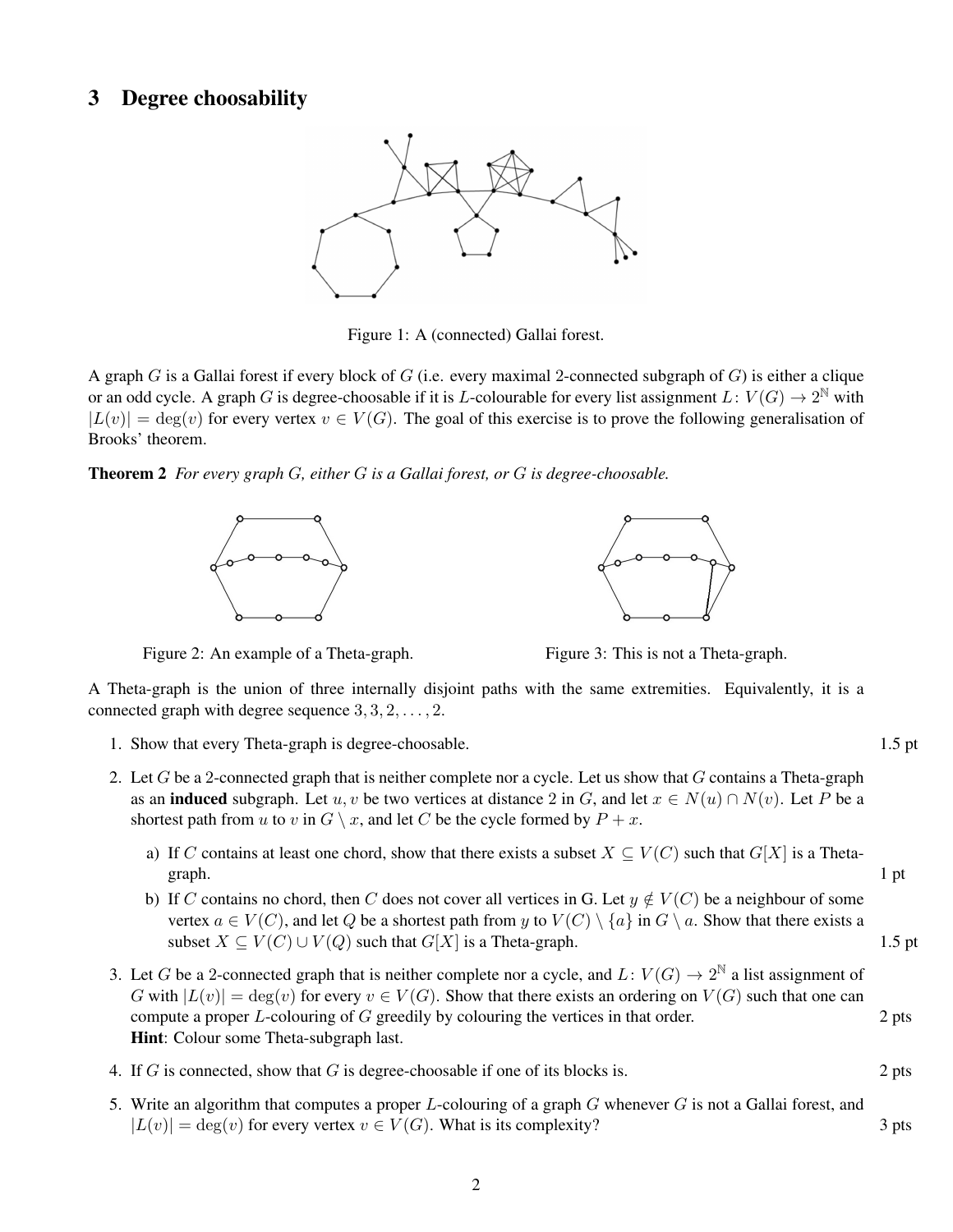## 3 Degree choosability

Figure 1: A (connected) Gallai forest.

A graph $G$ is a Gallai forest if every block of $G$ (i.e. every maximal 2-connected subgraph of $G$) is either a clique or an odd cycle. A graph $G$ is degree-choosable if it is $L$-colourable for every list assignment $L: V(G) \to 2^{\mathbb{N}}$ with $|L(v)| = \deg(v)$ for every vertex $v \in V(G)$. The goal of this exercise is to prove the following generalisation of Brooks' theorem.

**Theorem 2** *For every graph G, either G is a Gallai forest, or G is degree-choosable.*

Figure 2: An example of a Theta-graph.

Figure 3: This is not a Theta-graph.

A Theta-graph is the union of three internally disjoint paths with the same extremities. Equivalently, it is a connected graph with degree sequence $3, 3, 2, \ldots, 2$.

1. Show that every Theta-graph is degree-choosable. 1.5 pt

2. Let $G$ be a 2-connected graph that is neither complete nor a cycle. Let us show that $G$ contains a Theta-graph as an **induced** subgraph. Let $u, v$ be two vertices at distance 2 in $G$, and let $x \in N(u) \cap N(v)$. Let $P$ be a shortest path from $u$ to $v$ in $G \setminus x$, and let $C$ be the cycle formed by $P + x$.

   a) If $C$ contains at least one chord, show that there exists a subset $X \subseteq V(C)$ such that $G[X]$ is a Theta-graph. 1 pt

   b) If $C$ contains no chord, then $C$ does not cover all vertices in G. Let $y \notin V(C)$ be a neighbour of some vertex $a \in V(C)$, and let $Q$ be a shortest path from $y$ to $V(C) \setminus \{a\}$ in $G \setminus a$. Show that there exists a subset $X \subseteq V(C) \cup V(Q)$ such that $G[X]$ is a Theta-graph. 1.5 pt

3. Let $G$ be a 2-connected graph that is neither complete nor a cycle, and $L: V(G) \to 2^{\mathbb{N}}$ a list assignment of $G$ with $|L(v)| = \deg(v)$ for every $v \in V(G)$. Show that there exists an ordering on $V(G)$ such that one can compute a proper $L$-colouring of $G$ greedily by colouring the vertices in that order. 2 pts
   **Hint**: Colour some Theta-subgraph last.

4. If $G$ is connected, show that $G$ is degree-choosable if one of its blocks is. 2 pts

5. Write an algorithm that computes a proper $L$-colouring of a graph $G$ whenever $G$ is not a Gallai forest, and $|L(v)| = \deg(v)$ for every vertex $v \in V(G)$. What is its complexity? 3 pts